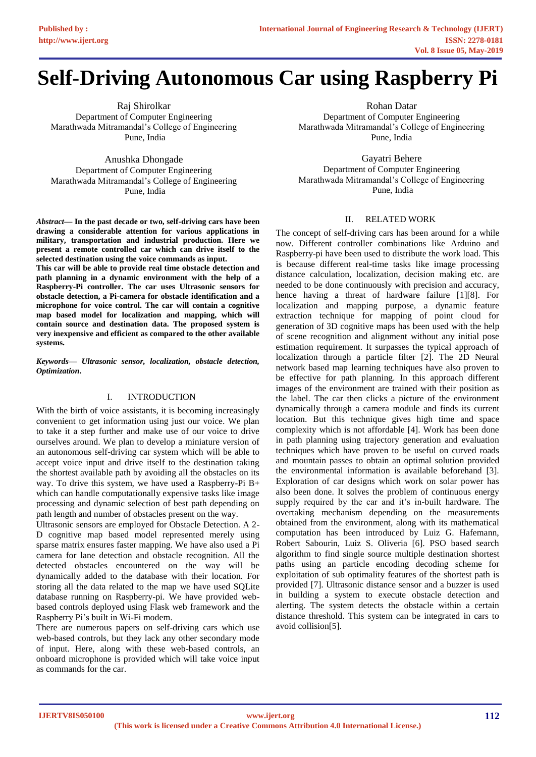# Self-Driving Autonomous Car using Raspberry Pi

Raj Shirolkar
Department of Computer Engineering
Marathwada Mitramandal's College of Engineering
Pune, India

Rohan Datar
Department of Computer Engineering
Marathwada Mitramandal's College of Engineering
Pune, India

Anushka Dhongade
Department of Computer Engineering
Marathwada Mitramandal's College of Engineering
Pune, India

Gayatri Behere
Department of Computer Engineering
Marathwada Mitramandal's College of Engineering
Pune, India

***Abstract*— In the past decade or two, self-driving cars have been drawing a considerable attention for various applications in military, transportation and industrial production. Here we present a remote controlled car which can drive itself to the selected destination using the voice commands as input.**

**This car will be able to provide real time obstacle detection and path planning in a dynamic environment with the help of a Raspberry-Pi controller. The car uses Ultrasonic sensors for obstacle detection, a Pi-camera for obstacle identification and a microphone for voice control. The car will contain a cognitive map based model for localization and mapping, which will contain source and destination data. The proposed system is very inexpensive and efficient as compared to the other available systems.**

***Keywords*— *Ultrasonic sensor, localization, obstacle detection, Optimization*.**

## I. INTRODUCTION

With the birth of voice assistants, it is becoming increasingly convenient to get information using just our voice. We plan to take it a step further and make use of our voice to drive ourselves around. We plan to develop a miniature version of an autonomous self-driving car system which will be able to accept voice input and drive itself to the destination taking the shortest available path by avoiding all the obstacles on its way. To drive this system, we have used a Raspberry-Pi B+ which can handle computationally expensive tasks like image processing and dynamic selection of best path depending on path length and number of obstacles present on the way.

Ultrasonic sensors are employed for Obstacle Detection. A 2-D cognitive map based model represented merely using sparse matrix ensures faster mapping. We have also used a Pi camera for lane detection and obstacle recognition. All the detected obstacles encountered on the way will be dynamically added to the database with their location. For storing all the data related to the map we have used SQLite database running on Raspberry-pi. We have provided web-based controls deployed using Flask web framework and the Raspberry Pi's built in Wi-Fi modem.

There are numerous papers on self-driving cars which use web-based controls, but they lack any other secondary mode of input. Here, along with these web-based controls, an onboard microphone is provided which will take voice input as commands for the car.

## II. RELATED WORK

The concept of self-driving cars has been around for a while now. Different controller combinations like Arduino and Raspberry-pi have been used to distribute the work load. This is because different real-time tasks like image processing distance calculation, localization, decision making etc. are needed to be done continuously with precision and accuracy, hence having a threat of hardware failure [1][8]. For localization and mapping purpose, a dynamic feature extraction technique for mapping of point cloud for generation of 3D cognitive maps has been used with the help of scene recognition and alignment without any initial pose estimation requirement. It surpasses the typical approach of localization through a particle filter [2]. The 2D Neural network based map learning techniques have also proven to be effective for path planning. In this approach different images of the environment are trained with their position as the label. The car then clicks a picture of the environment dynamically through a camera module and finds its current location. But this technique gives high time and space complexity which is not affordable [4]. Work has been done in path planning using trajectory generation and evaluation techniques which have proven to be useful on curved roads and mountain passes to obtain an optimal solution provided the environmental information is available beforehand [3]. Exploration of car designs which work on solar power has also been done. It solves the problem of continuous energy supply required by the car and it's in-built hardware. The overtaking mechanism depending on the measurements obtained from the environment, along with its mathematical computation has been introduced by Luiz G. Hafemann, Robert Sabourin, Luiz S. Oliveria [6]. PSO based search algorithm to find single source multiple destination shortest paths using an particle encoding decoding scheme for exploitation of sub optimality features of the shortest path is provided [7]. Ultrasonic distance sensor and a buzzer is used in building a system to execute obstacle detection and alerting. The system detects the obstacle within a certain distance threshold. This system can be integrated in cars to avoid collision[5].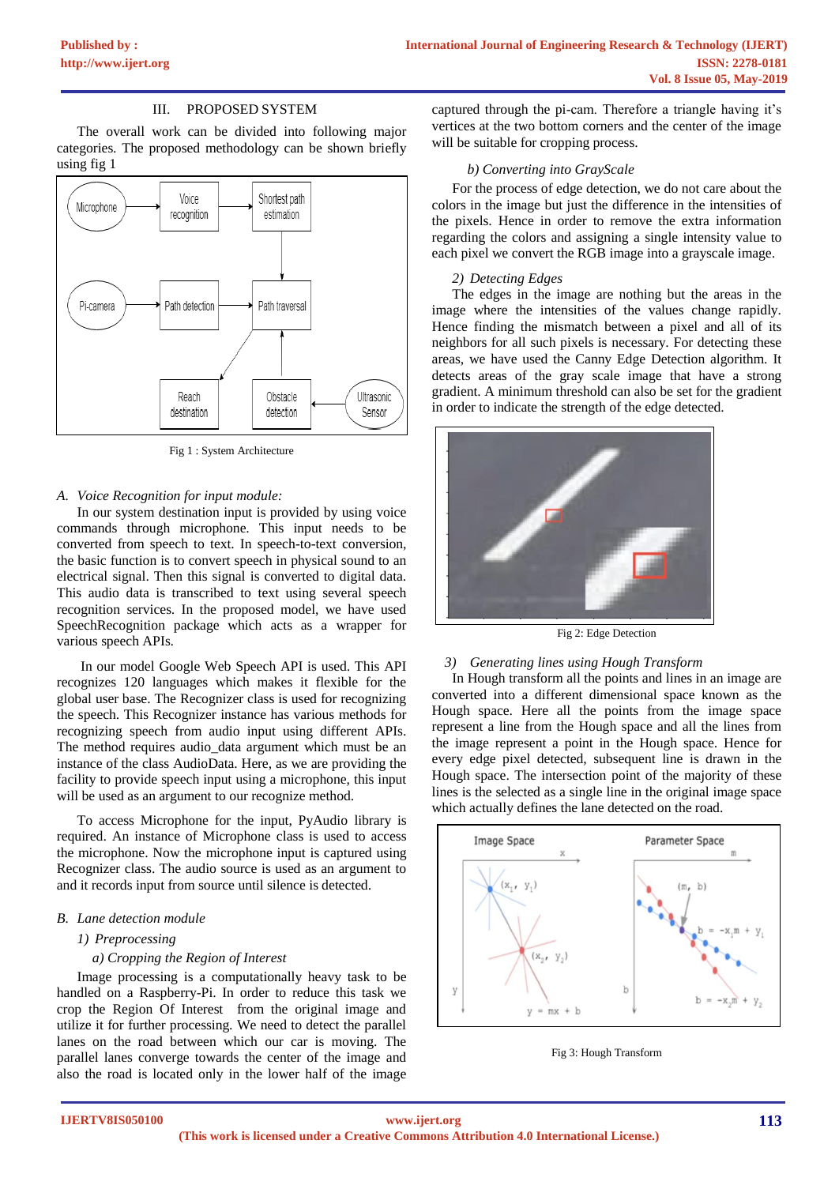## III. PROPOSED SYSTEM

The overall work can be divided into following major categories. The proposed methodology can be shown briefly using fig 1

Fig 1 : System Architecture

### A. Voice Recognition for input module:

In our system destination input is provided by using voice commands through microphone. This input needs to be converted from speech to text. In speech-to-text conversion, the basic function is to convert speech in physical sound to an electrical signal. Then this signal is converted to digital data. This audio data is transcribed to text using several speech recognition services. In the proposed model, we have used SpeechRecognition package which acts as a wrapper for various speech APIs.

In our model Google Web Speech API is used. This API recognizes 120 languages which makes it flexible for the global user base. The Recognizer class is used for recognizing the speech. This Recognizer instance has various methods for recognizing speech from audio input using different APIs. The method requires audio_data argument which must be an instance of the class AudioData. Here, as we are providing the facility to provide speech input using a microphone, this input will be used as an argument to our recognize method.

To access Microphone for the input, PyAudio library is required. An instance of Microphone class is used to access the microphone. Now the microphone input is captured using Recognizer class. The audio source is used as an argument to and it records input from source until silence is detected.

### B. Lane detection module

#### 1) Preprocessing

##### a) Cropping the Region of Interest

Image processing is a computationally heavy task to be handled on a Raspberry-Pi. In order to reduce this task we crop the Region Of Interest from the original image and utilize it for further processing. We need to detect the parallel lanes on the road between which our car is moving. The parallel lanes converge towards the center of the image and also the road is located only in the lower half of the image captured through the pi-cam. Therefore a triangle having it's vertices at the two bottom corners and the center of the image will be suitable for cropping process.

##### b) Converting into GrayScale

For the process of edge detection, we do not care about the colors in the image but just the difference in the intensities of the pixels. Hence in order to remove the extra information regarding the colors and assigning a single intensity value to each pixel we convert the RGB image into a grayscale image.

#### 2) Detecting Edges

The edges in the image are nothing but the areas in the image where the intensities of the values change rapidly. Hence finding the mismatch between a pixel and all of its neighbors for all such pixels is necessary. For detecting these areas, we have used the Canny Edge Detection algorithm. It detects areas of the gray scale image that have a strong gradient. A minimum threshold can also be set for the gradient in order to indicate the strength of the edge detected.

Fig 2: Edge Detection

#### 3) Generating lines using Hough Transform

In Hough transform all the points and lines in an image are converted into a different dimensional space known as the Hough space. Here all the points from the image space represent a line from the Hough space and all the lines from the image represent a point in the Hough space. Hence for every edge pixel detected, subsequent line is drawn in the Hough space. The intersection point of the majority of these lines is the selected as a single line in the original image space which actually defines the lane detected on the road.

Fig 3: Hough Transform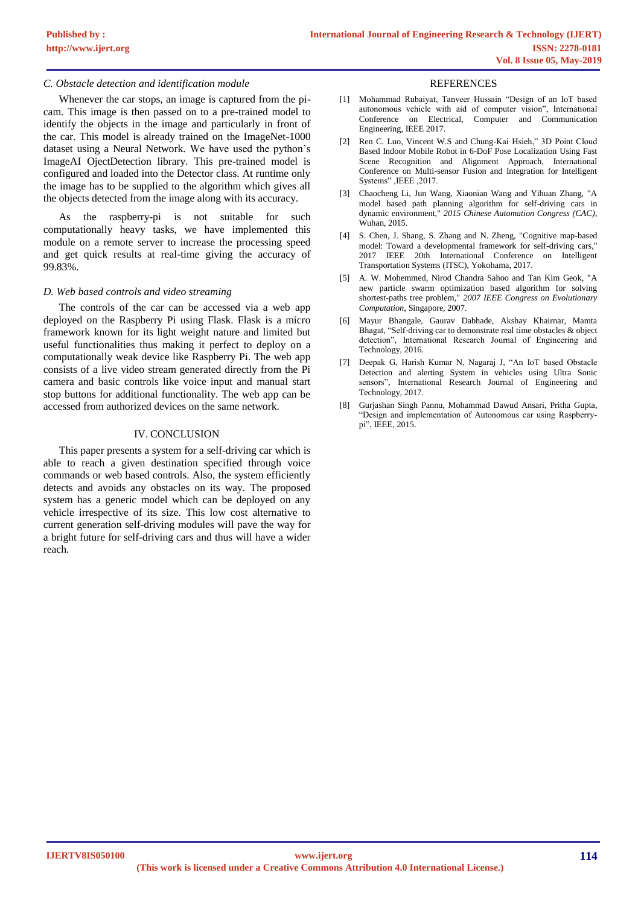### C. Obstacle detection and identification module

Whenever the car stops, an image is captured from the pi-cam. This image is then passed on to a pre-trained model to identify the objects in the image and particularly in front of the car. This model is already trained on the ImageNet-1000 dataset using a Neural Network. We have used the python's ImageAI OjectDetection library. This pre-trained model is configured and loaded into the Detector class. At runtime only the image has to be supplied to the algorithm which gives all the objects detected from the image along with its accuracy.

As the raspberry-pi is not suitable for such computationally heavy tasks, we have implemented this module on a remote server to increase the processing speed and get quick results at real-time giving the accuracy of 99.83%.

### D. Web based controls and video streaming

The controls of the car can be accessed via a web app deployed on the Raspberry Pi using Flask. Flask is a micro framework known for its light weight nature and limited but useful functionalities thus making it perfect to deploy on a computationally weak device like Raspberry Pi. The web app consists of a live video stream generated directly from the Pi camera and basic controls like voice input and manual start stop buttons for additional functionality. The web app can be accessed from authorized devices on the same network.

## IV. CONCLUSION

This paper presents a system for a self-driving car which is able to reach a given destination specified through voice commands or web based controls. Also, the system efficiently detects and avoids any obstacles on its way. The proposed system has a generic model which can be deployed on any vehicle irrespective of its size. This low cost alternative to current generation self-driving modules will pave the way for a bright future for self-driving cars and thus will have a wider reach.

## REFERENCES

[1] Mohammad Rubaiyat, Tanveer Hussain "Design of an IoT based autonomous vehicle with aid of computer vision", International Conference on Electrical, Computer and Communication Engineering, IEEE 2017.

[2] Ren C. Luo, Vincent W.S and Chung-Kai Hsieh," 3D Point Cloud Based Indoor Mobile Robot in 6-DoF Pose Localization Using Fast Scene Recognition and Alignment Approach, International Conference on Multi-sensor Fusion and Integration for Intelligent Systems" ,IEEE ,2017.

[3] Chaocheng Li, Jun Wang, Xiaonian Wang and Yihuan Zhang, "A model based path planning algorithm for self-driving cars in dynamic environment," *2015 Chinese Automation Congress (CAC)*, Wuhan, 2015.

[4] S. Chen, J. Shang, S. Zhang and N. Zheng, "Cognitive map-based model: Toward a developmental framework for self-driving cars," 2017 IEEE 20th International Conference on Intelligent Transportation Systems (ITSC), Yokohama, 2017.

[5] A. W. Mohemmed, Nirod Chandra Sahoo and Tan Kim Geok, "A new particle swarm optimization based algorithm for solving shortest-paths tree problem," *2007 IEEE Congress on Evolutionary Computation*, Singapore, 2007.

[6] Mayur Bhangale, Gaurav Dabhade, Akshay Khairnar, Mamta Bhagat, "Self-driving car to demonstrate real time obstacles & object detection", International Research Journal of Engineering and Technology, 2016.

[7] Deepak G, Harish Kumar N, Nagaraj J, "An IoT based Obstacle Detection and alerting System in vehicles using Ultra Sonic sensors", International Research Journal of Engineering and Technology, 2017.

[8] Gurjashan Singh Pannu, Mohammad Dawud Ansari, Pritha Gupta, "Design and implementation of Autonomous car using Raspberry-pi", IEEE, 2015.